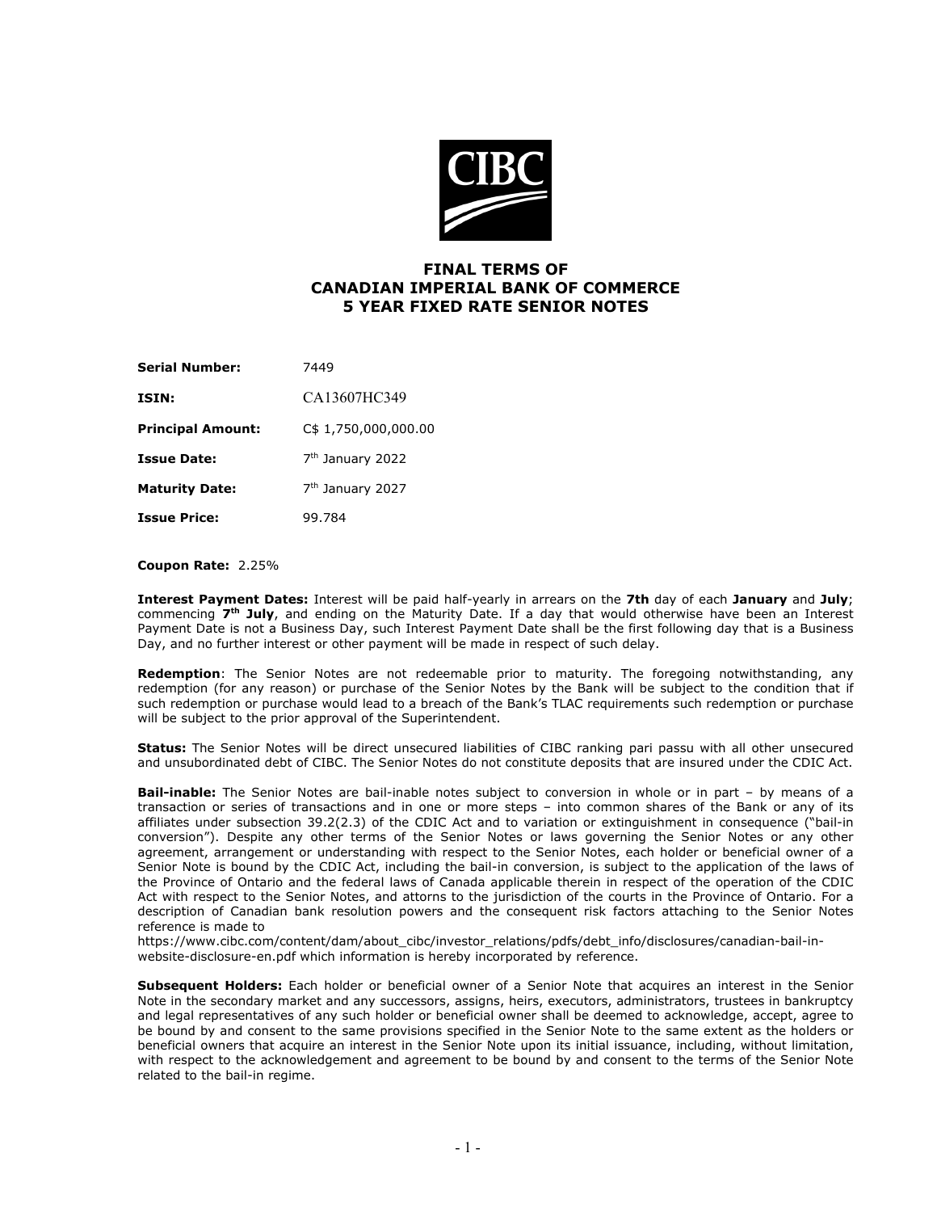# FINAL TERMS OF
# CANADIAN IMPERIAL BANK OF COMMERCE
# 5 YEAR FIXED RATE SENIOR NOTES

| | |
|---|---|
| **Serial Number:** | 7449 |
| **ISIN:** | CA13607HC349 |
| **Principal Amount:** | C$ 1,750,000,000.00 |
| **Issue Date:** | 7th January 2022 |
| **Maturity Date:** | 7th January 2027 |
| **Issue Price:** | 99.784 |

**Coupon Rate:** 2.25%

**Interest Payment Dates:** Interest will be paid half-yearly in arrears on the **7th** day of each **January** and **July**; commencing **7th July**, and ending on the Maturity Date. If a day that would otherwise have been an Interest Payment Date is not a Business Day, such Interest Payment Date shall be the first following day that is a Business Day, and no further interest or other payment will be made in respect of such delay.

**Redemption**: The Senior Notes are not redeemable prior to maturity. The foregoing notwithstanding, any redemption (for any reason) or purchase of the Senior Notes by the Bank will be subject to the condition that if such redemption or purchase would lead to a breach of the Bank's TLAC requirements such redemption or purchase will be subject to the prior approval of the Superintendent.

**Status:** The Senior Notes will be direct unsecured liabilities of CIBC ranking pari passu with all other unsecured and unsubordinated debt of CIBC. The Senior Notes do not constitute deposits that are insured under the CDIC Act.

**Bail-inable:** The Senior Notes are bail-inable notes subject to conversion in whole or in part – by means of a transaction or series of transactions and in one or more steps – into common shares of the Bank or any of its affiliates under subsection 39.2(2.3) of the CDIC Act and to variation or extinguishment in consequence ("bail-in conversion"). Despite any other terms of the Senior Notes or laws governing the Senior Notes or any other agreement, arrangement or understanding with respect to the Senior Notes, each holder or beneficial owner of a Senior Note is bound by the CDIC Act, including the bail-in conversion, is subject to the application of the laws of the Province of Ontario and the federal laws of Canada applicable therein in respect of the operation of the CDIC Act with respect to the Senior Notes, and attorns to the jurisdiction of the courts in the Province of Ontario. For a description of Canadian bank resolution powers and the consequent risk factors attaching to the Senior Notes reference is made to https://www.cibc.com/content/dam/about_cibc/investor_relations/pdfs/debt_info/disclosures/canadian-bail-in-website-disclosure-en.pdf which information is hereby incorporated by reference.

**Subsequent Holders:** Each holder or beneficial owner of a Senior Note that acquires an interest in the Senior Note in the secondary market and any successors, assigns, heirs, executors, administrators, trustees in bankruptcy and legal representatives of any such holder or beneficial owner shall be deemed to acknowledge, accept, agree to be bound by and consent to the same provisions specified in the Senior Note to the same extent as the holders or beneficial owners that acquire an interest in the Senior Note upon its initial issuance, including, without limitation, with respect to the acknowledgement and agreement to be bound by and consent to the terms of the Senior Note related to the bail-in regime.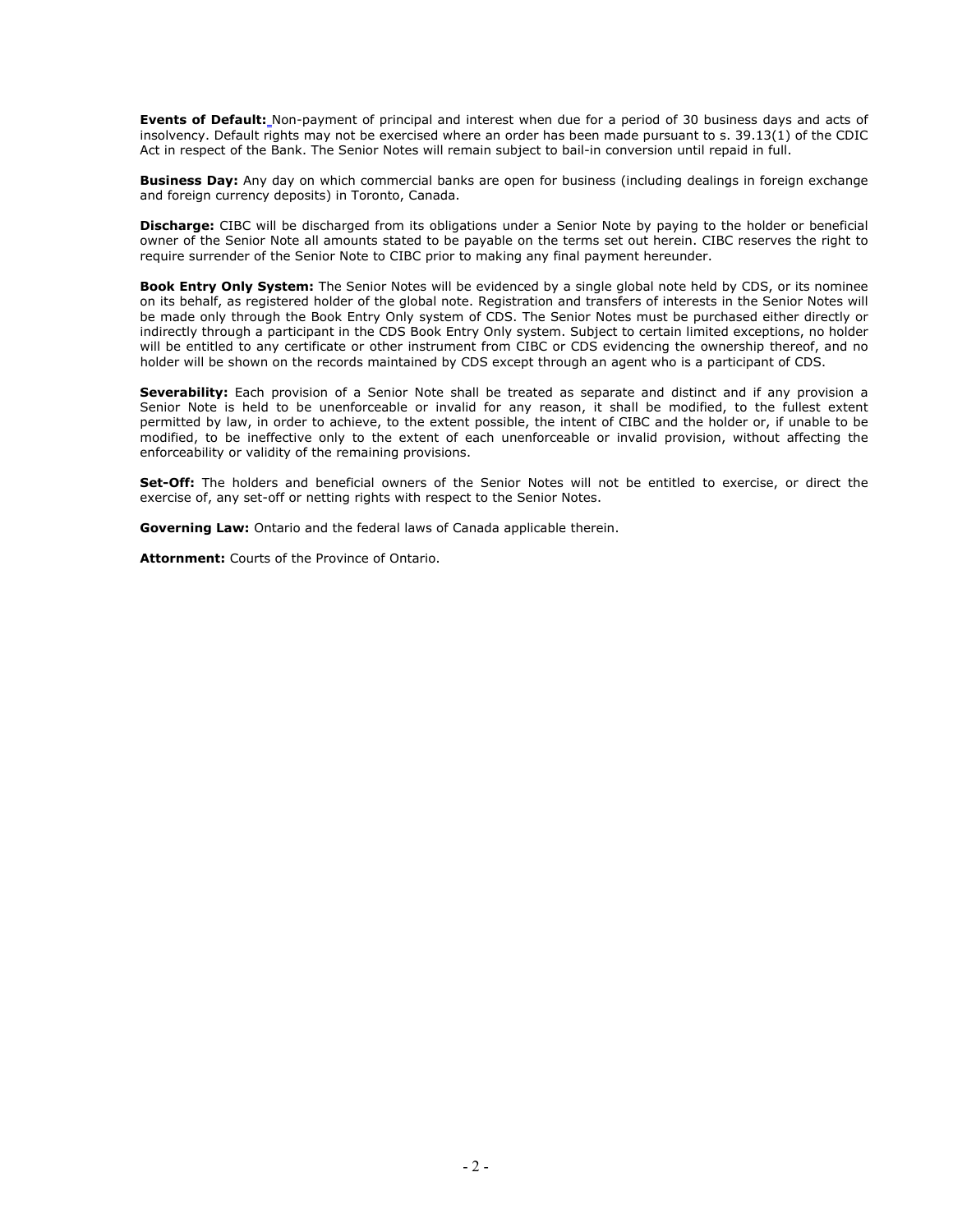**Events of Default:** Non-payment of principal and interest when due for a period of 30 business days and acts of insolvency. Default rights may not be exercised where an order has been made pursuant to s. 39.13(1) of the CDIC Act in respect of the Bank. The Senior Notes will remain subject to bail-in conversion until repaid in full.

**Business Day:** Any day on which commercial banks are open for business (including dealings in foreign exchange and foreign currency deposits) in Toronto, Canada.

**Discharge:** CIBC will be discharged from its obligations under a Senior Note by paying to the holder or beneficial owner of the Senior Note all amounts stated to be payable on the terms set out herein. CIBC reserves the right to require surrender of the Senior Note to CIBC prior to making any final payment hereunder.

**Book Entry Only System:** The Senior Notes will be evidenced by a single global note held by CDS, or its nominee on its behalf, as registered holder of the global note. Registration and transfers of interests in the Senior Notes will be made only through the Book Entry Only system of CDS. The Senior Notes must be purchased either directly or indirectly through a participant in the CDS Book Entry Only system. Subject to certain limited exceptions, no holder will be entitled to any certificate or other instrument from CIBC or CDS evidencing the ownership thereof, and no holder will be shown on the records maintained by CDS except through an agent who is a participant of CDS.

**Severability:** Each provision of a Senior Note shall be treated as separate and distinct and if any provision a Senior Note is held to be unenforceable or invalid for any reason, it shall be modified, to the fullest extent permitted by law, in order to achieve, to the extent possible, the intent of CIBC and the holder or, if unable to be modified, to be ineffective only to the extent of each unenforceable or invalid provision, without affecting the enforceability or validity of the remaining provisions.

**Set-Off:** The holders and beneficial owners of the Senior Notes will not be entitled to exercise, or direct the exercise of, any set-off or netting rights with respect to the Senior Notes.

**Governing Law:** Ontario and the federal laws of Canada applicable therein.

**Attornment:** Courts of the Province of Ontario.